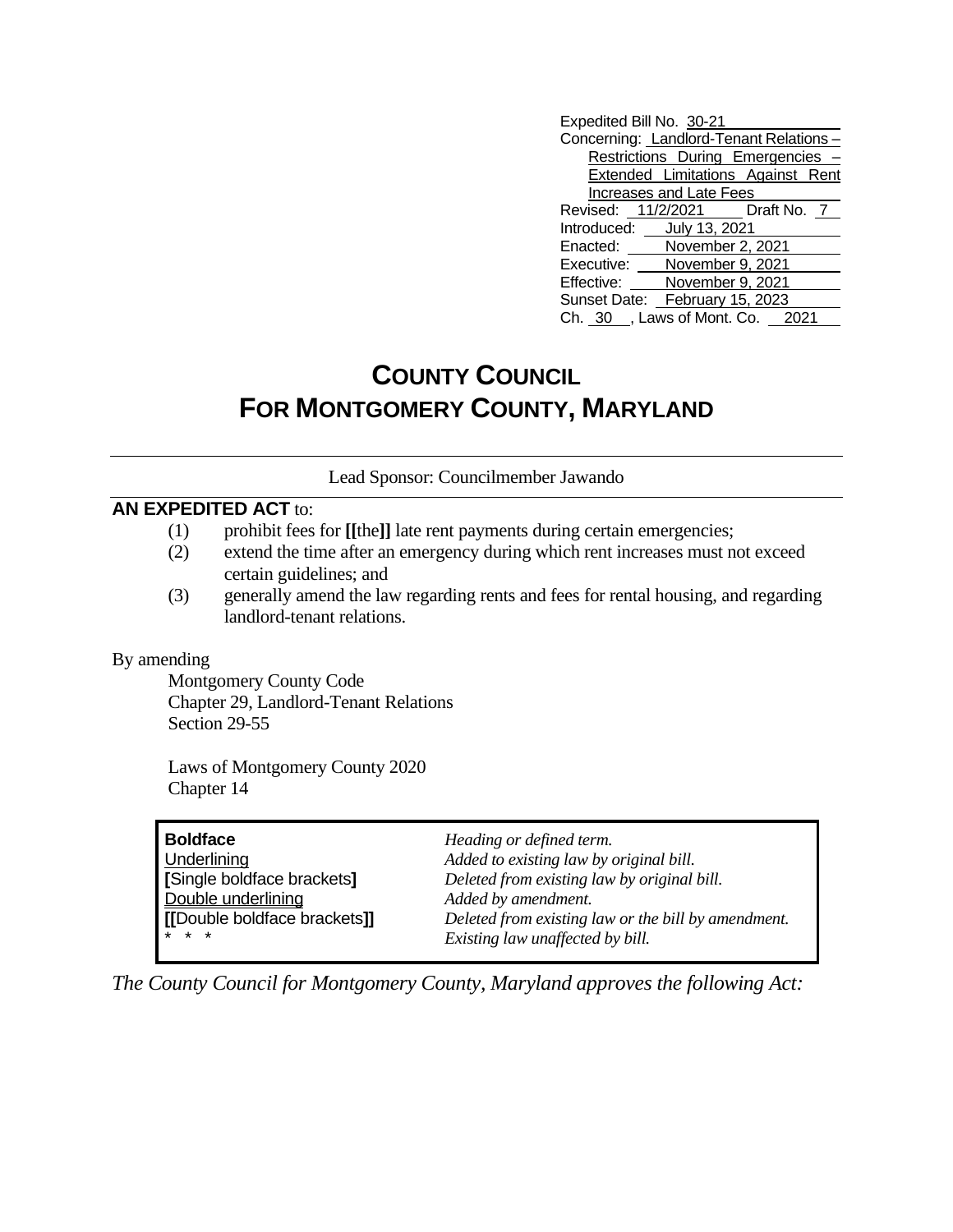Expedited Bill No. 30-21
Concerning: Landlord-Tenant Relations – Restrictions During Emergencies – Extended Limitations Against Rent Increases and Late Fees
Revised: 11/2/2021 Draft No. 7
Introduced: July 13, 2021
Enacted: November 2, 2021
Executive: November 9, 2021
Effective: November 9, 2021
Sunset Date: February 15, 2023
Ch. 30 , Laws of Mont. Co. 2021

# COUNTY COUNCIL
# FOR MONTGOMERY COUNTY, MARYLAND

Lead Sponsor: Councilmember Jawando

**AN EXPEDITED ACT** to:

(1) prohibit fees for **[[**the**]]** late rent payments during certain emergencies;
(2) extend the time after an emergency during which rent increases must not exceed certain guidelines; and
(3) generally amend the law regarding rents and fees for rental housing, and regarding landlord-tenant relations.

By amending

Montgomery County Code
Chapter 29, Landlord-Tenant Relations
Section 29-55

Laws of Montgomery County 2020
Chapter 14

| | |
|---|---|
| **Boldface** | *Heading or defined term.* |
| Underlining | *Added to existing law by original bill.* |
| **[**Single boldface brackets**]** | *Deleted from existing law by original bill.* |
| Double underlining | *Added by amendment.* |
| **[[**Double boldface brackets**]]** | *Deleted from existing law or the bill by amendment.* |
| * * * | *Existing law unaffected by bill.* |

*The County Council for Montgomery County, Maryland approves the following Act:*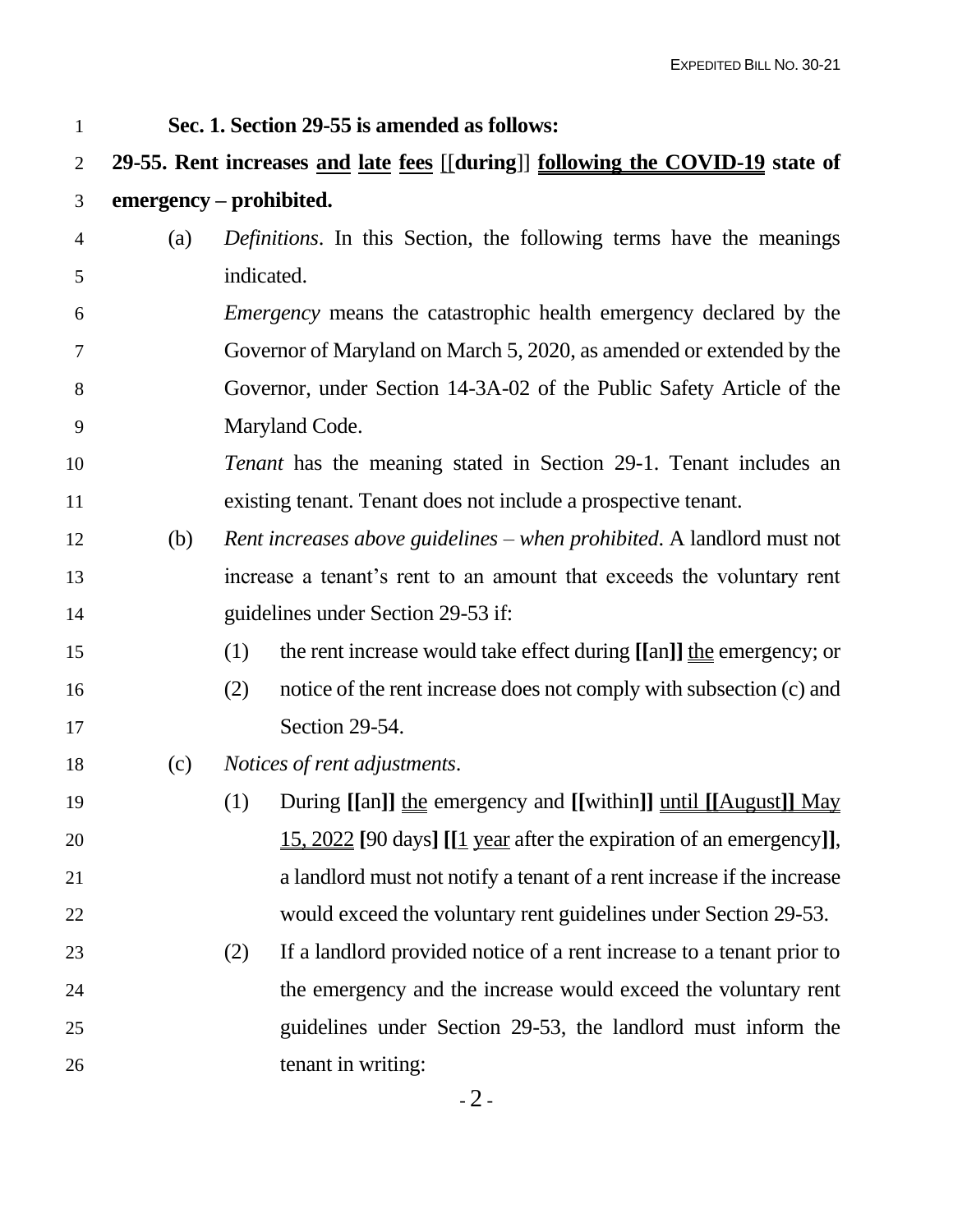**Sec. 1. Section 29-55 is amended as follows:**

**29-55. Rent increases and late fees [[during]] following the COVID-19 state of emergency – prohibited.**

(a) *Definitions*. In this Section, the following terms have the meanings indicated.

*Emergency* means the catastrophic health emergency declared by the Governor of Maryland on March 5, 2020, as amended or extended by the Governor, under Section 14-3A-02 of the Public Safety Article of the Maryland Code.

*Tenant* has the meaning stated in Section 29-1. Tenant includes an existing tenant. Tenant does not include a prospective tenant.

(b) *Rent increases above guidelines – when prohibited*. A landlord must not increase a tenant's rent to an amount that exceeds the voluntary rent guidelines under Section 29-53 if:

(1) the rent increase would take effect during **[[**an**]]** the emergency; or

(2) notice of the rent increase does not comply with subsection (c) and Section 29-54.

(c) *Notices of rent adjustments*.

(1) During **[[**an**]]** the emergency and **[[**within**]]** until **[[**August**]]** May 15, 2022 **[**90 days**]** **[[**1 year after the expiration of an emergency**]]**, a landlord must not notify a tenant of a rent increase if the increase would exceed the voluntary rent guidelines under Section 29-53.

(2) If a landlord provided notice of a rent increase to a tenant prior to the emergency and the increase would exceed the voluntary rent guidelines under Section 29-53, the landlord must inform the tenant in writing: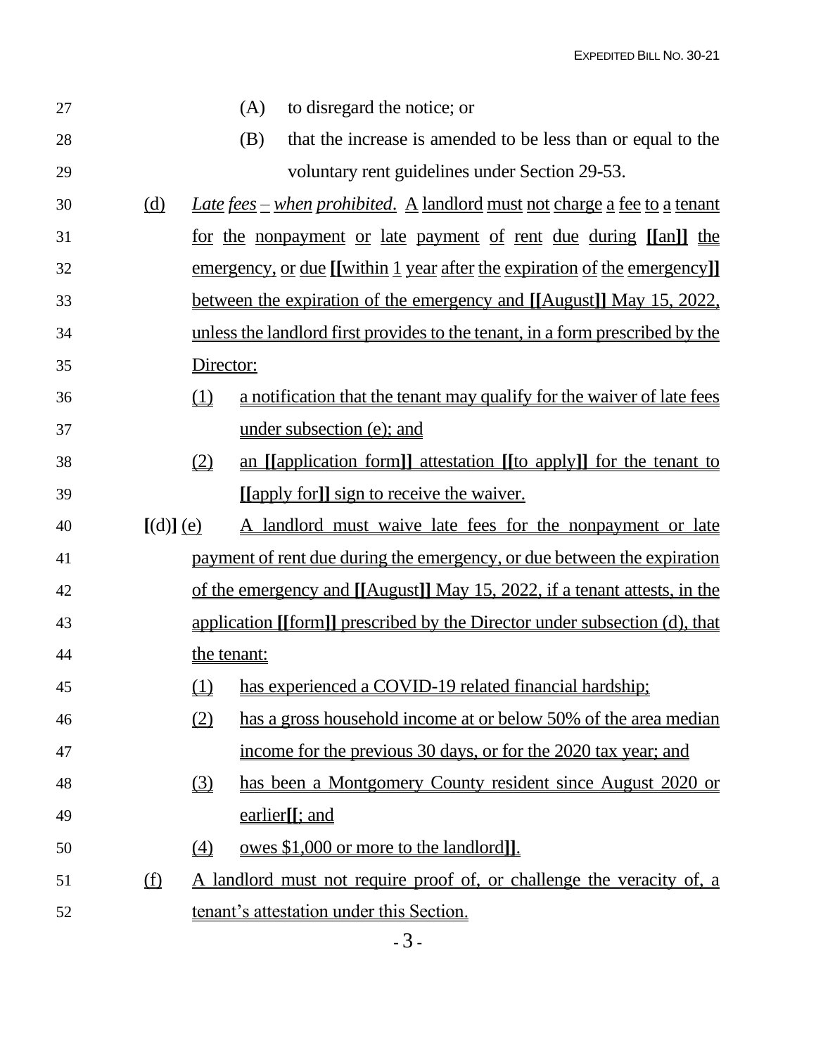(A) to disregard the notice; or

(B) that the increase is amended to be less than or equal to the voluntary rent guidelines under Section 29-53.

(d) *Late fees – when prohibited*. A landlord must not charge a fee to a tenant for the nonpayment or late payment of rent due during [[an]] the emergency, or due [[within 1 year after the expiration of the emergency]] between the expiration of the emergency and [[August]] May 15, 2022, unless the landlord first provides to the tenant, in a form prescribed by the Director:

(1) a notification that the tenant may qualify for the waiver of late fees under subsection (e); and

(2) an [[application form]] attestation [[to apply]] for the tenant to [[apply for]] sign to receive the waiver.

[(d)] (e) A landlord must waive late fees for the nonpayment or late payment of rent due during the emergency, or due between the expiration of the emergency and [[August]] May 15, 2022, if a tenant attests, in the application [[form]] prescribed by the Director under subsection (d), that the tenant:

(1) has experienced a COVID-19 related financial hardship;

(2) has a gross household income at or below 50% of the area median income for the previous 30 days, or for the 2020 tax year; and

(3) has been a Montgomery County resident since August 2020 or earlier[[; and

(4) owes $1,000 or more to the landlord]].

(f) A landlord must not require proof of, or challenge the veracity of, a tenant's attestation under this Section.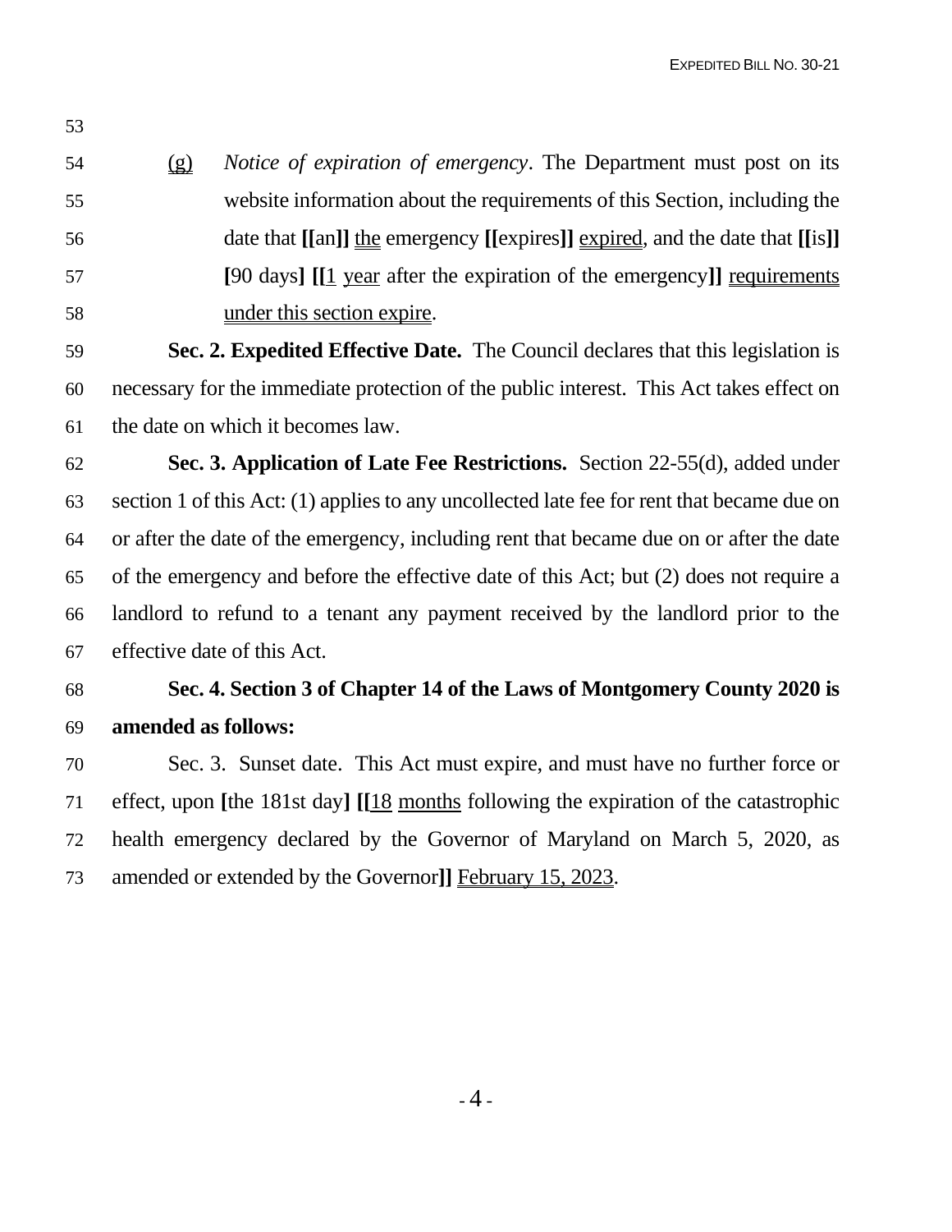(g) *Notice of expiration of emergency*. The Department must post on its website information about the requirements of this Section, including the date that **[[**an**]]** the emergency **[[**expires**]]** expired, and the date that **[[**is**]]** **[**90 days**]** **[[**1 year after the expiration of the emergency**]]** requirements under this section expire.

**Sec. 2. Expedited Effective Date.** The Council declares that this legislation is necessary for the immediate protection of the public interest. This Act takes effect on the date on which it becomes law.

**Sec. 3. Application of Late Fee Restrictions.** Section 22-55(d), added under section 1 of this Act: (1) applies to any uncollected late fee for rent that became due on or after the date of the emergency, including rent that became due on or after the date of the emergency and before the effective date of this Act; but (2) does not require a landlord to refund to a tenant any payment received by the landlord prior to the effective date of this Act.

**Sec. 4. Section 3 of Chapter 14 of the Laws of Montgomery County 2020 is amended as follows:**

Sec. 3. Sunset date. This Act must expire, and must have no further force or effect, upon **[**the 181st day**]** **[[**18 months following the expiration of the catastrophic health emergency declared by the Governor of Maryland on March 5, 2020, as amended or extended by the Governor**]]** February 15, 2023.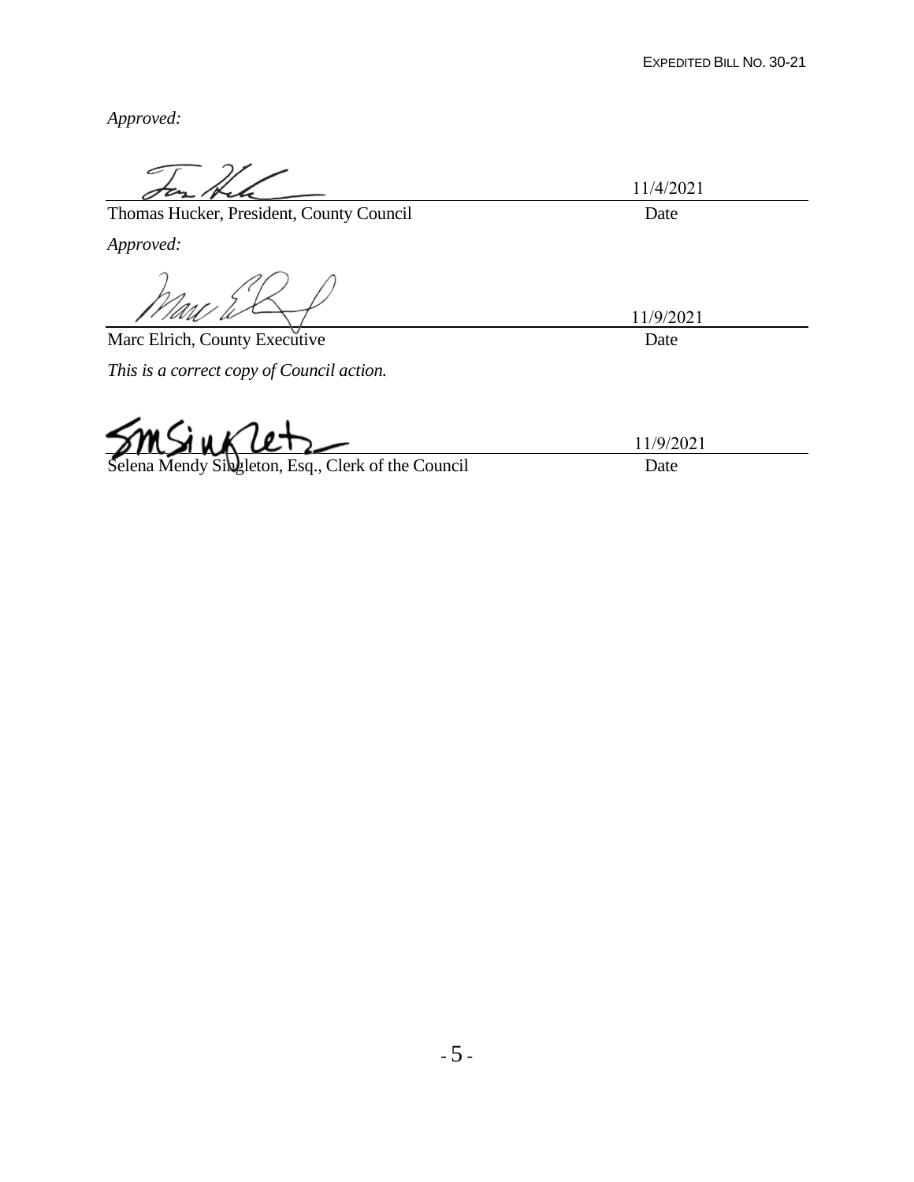*Approved:*

Thomas Hucker, President, County Council — 11/4/2021 (Date)

*Approved:*

Marc Elrich, County Executive — 11/9/2021 (Date)

*This is a correct copy of Council action.*

Selena Mendy Singleton, Esq., Clerk of the Council — 11/9/2021 (Date)